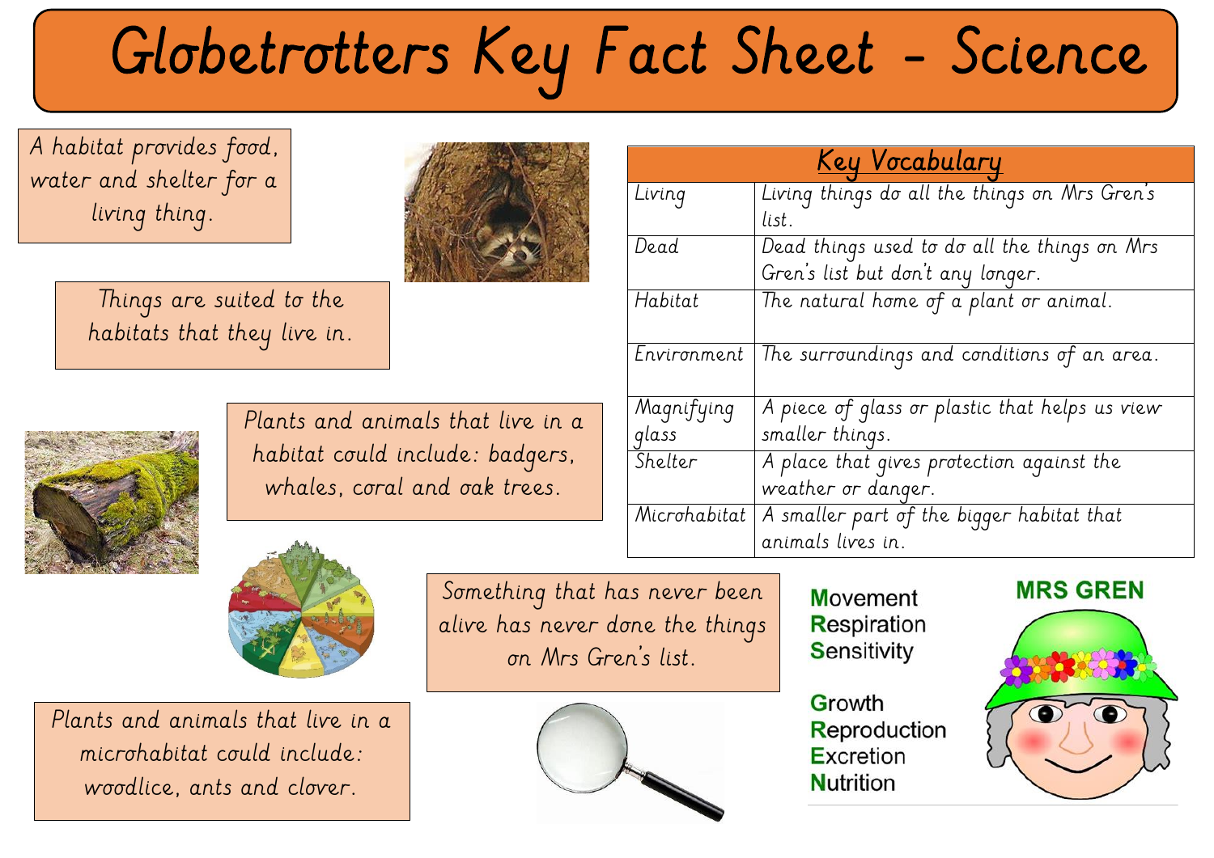# Globetrotters Key Fact Sheet - Science

A habitat provides food, water and shelter for a living thing.

Things are suited to the habitats that they live in.

Plants and animals that live in a habitat could include: badgers, whales, coral and oak trees.

Something that has never been alive has never done the things on Mrs Gren's list.

Plants and animals that live in a microhabitat could include: woodlice, ants and clover.

| Key Vocabulary | |
|---|---|
| Living | Living things do all the things on Mrs Gren's list. |
| Dead | Dead things used to do all the things on Mrs Gren's list but don't any longer. |
| Habitat | The natural home of a plant or animal. |
| Environment | The surroundings and conditions of an area. |
| Magnifying glass | A piece of glass or plastic that helps us view smaller things. |
| Shelter | A place that gives protection against the weather or danger. |
| Microhabitat | A smaller part of the bigger habitat that animals lives in. |

**M**ovement
**R**espiration
**S**ensitivity

**G**rowth
**R**eproduction
**E**xcretion
**N**utrition

**MRS GREN**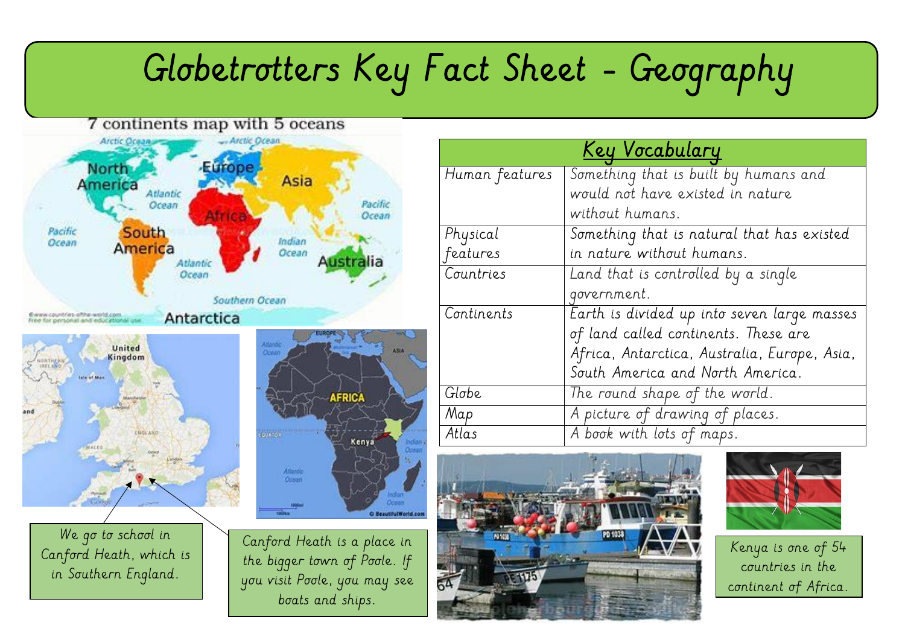# Globetrotters Key Fact Sheet - Geography

7 continents map with 5 oceans

| Key Vocabulary | |
|---|---|
| Human features | Something that is built by humans and would not have existed in nature without humans. |
| Physical features | Something that is natural that has existed in nature without humans. |
| Countries | Land that is controlled by a single government. |
| Continents | Earth is divided up into seven large masses of land called continents. These are Africa, Antarctica, Australia, Europe, Asia, South America and North America. |
| Globe | The round shape of the world. |
| Map | A picture of drawing of places. |
| Atlas | A book with lots of maps. |

We go to school in Canford Heath, which is in Southern England.

Canford Heath is a place in the bigger town of Poole. If you visit Poole, you may see boats and ships.

Kenya is one of 54 countries in the continent of Africa.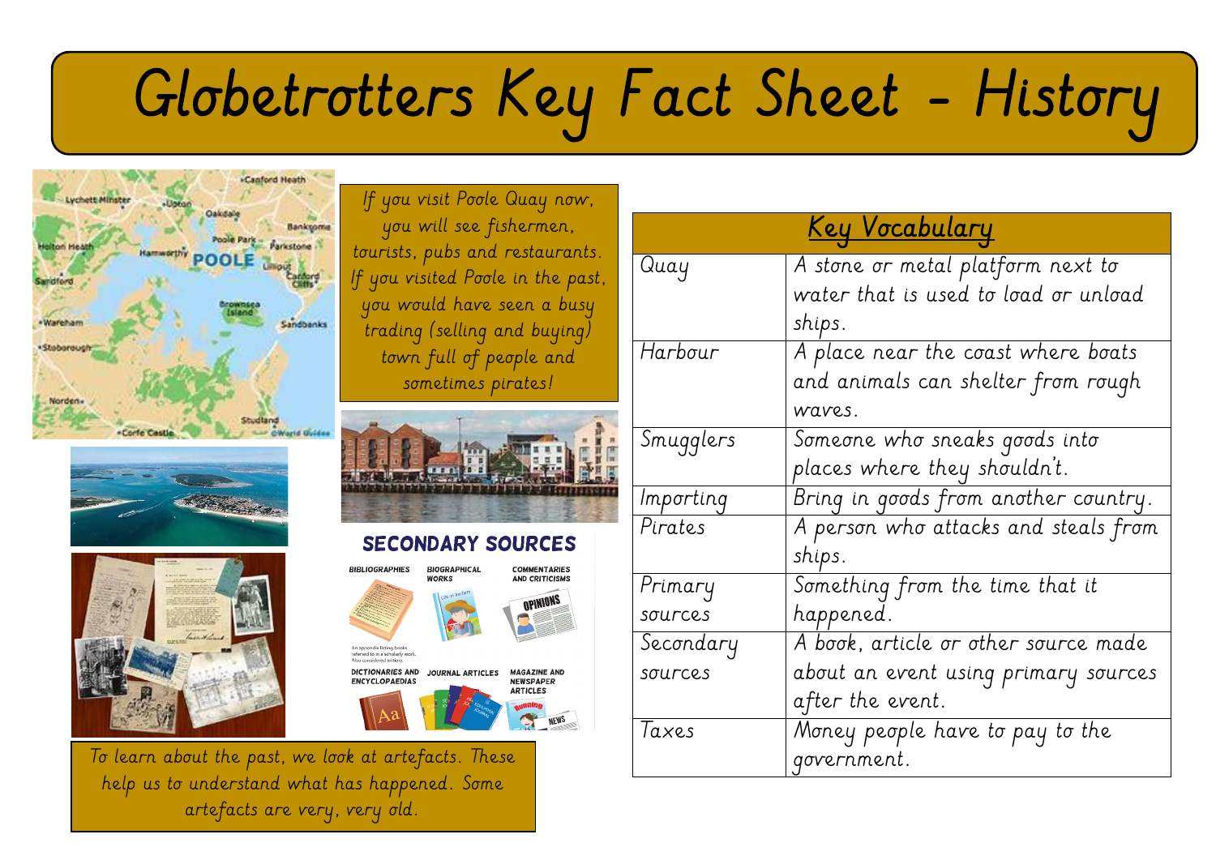# Globetrotters Key Fact Sheet - History

If you visit Poole Quay now, you will see fishermen, tourists, pubs and restaurants. If you visited Poole in the past, you would have seen a busy trading (selling and buying) town full of people and sometimes pirates!

To learn about the past, we look at artefacts. These help us to understand what has happened. Some artefacts are very, very old.

| Key Vocabulary | |
|---|---|
| Quay | A stone or metal platform next to water that is used to load or unload ships. |
| Harbour | A place near the coast where boats and animals can shelter from rough waves. |
| Smugglers | Someone who sneaks goods into places where they shouldn't. |
| Importing | Bring in goods from another country. |
| Pirates | A person who attacks and steals from ships. |
| Primary sources | Something from the time that it happened. |
| Secondary sources | A book, article or other source made about an event using primary sources after the event. |
| Taxes | Money people have to pay to the government. |